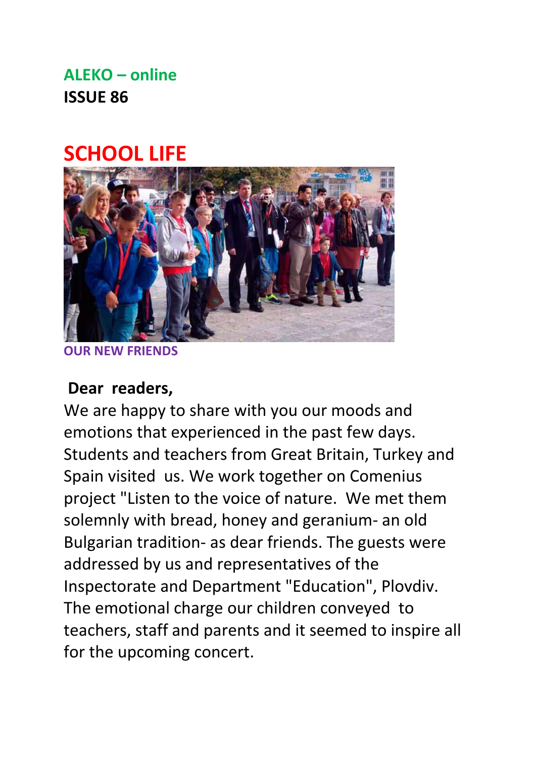**ALEKO – online**
**ISSUE 86**

# SCHOOL LIFE

OUR NEW FRIENDS

**Dear readers,**

We are happy to share with you our moods and emotions that experienced in the past few days. Students and teachers from Great Britain, Turkey and Spain visited us. We work together on Comenius project "Listen to the voice of nature. We met them solemnly with bread, honey and geranium- an old Bulgarian tradition- as dear friends. The guests were addressed by us and representatives of the Inspectorate and Department "Education", Plovdiv. The emotional charge our children conveyed to teachers, staff and parents and it seemed to inspire all for the upcoming concert.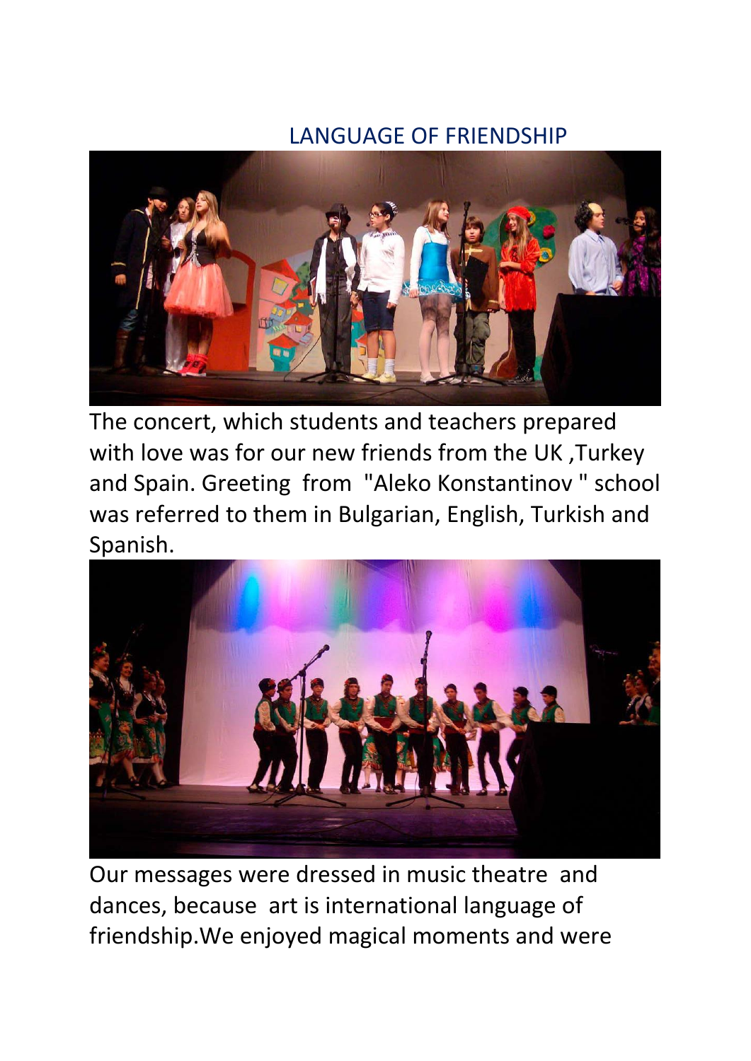## LANGUAGE OF FRIENDSHIP

The concert, which students and teachers prepared with love was for our new friends from the UK ,Turkey and Spain. Greeting from "Aleko Konstantinov " school was referred to them in Bulgarian, English, Turkish and Spanish.

Our messages were dressed in music theatre and dances, because art is international language of friendship.We enjoyed magical moments and were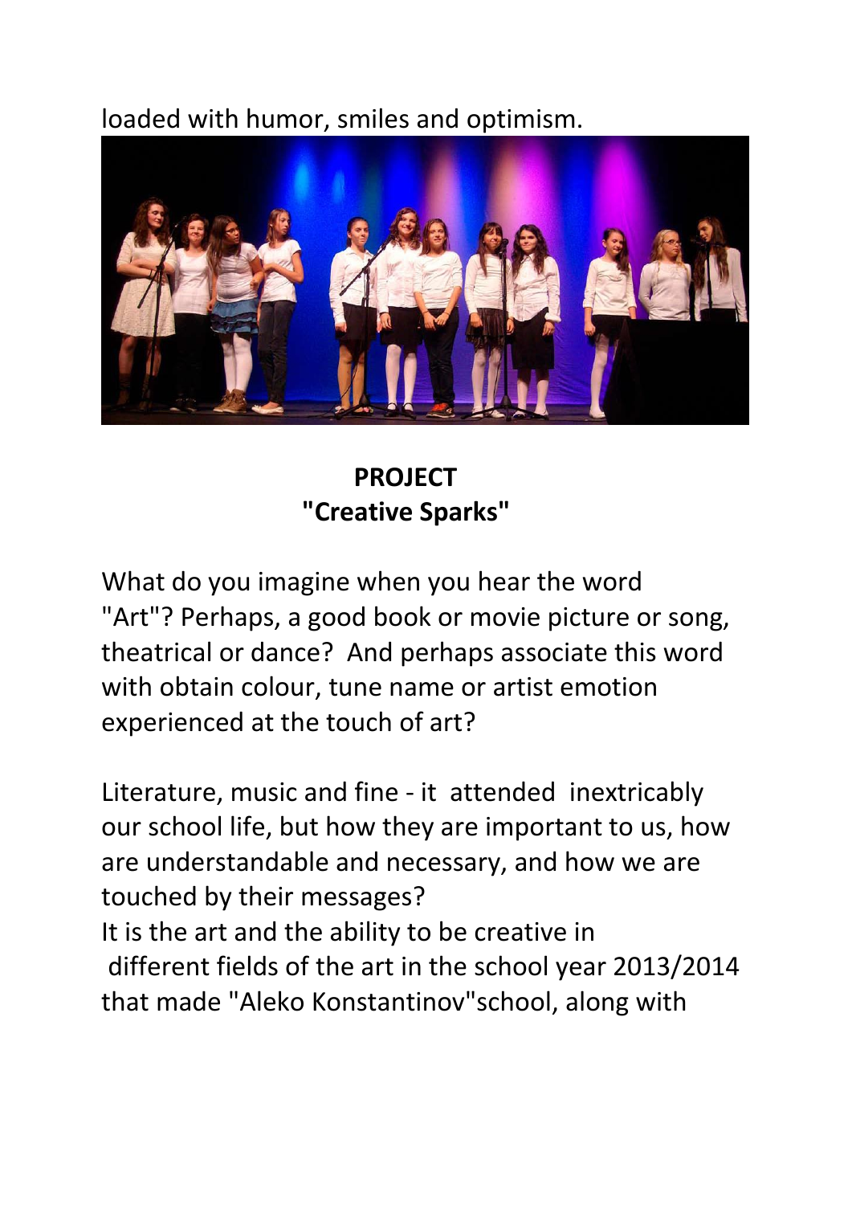loaded with humor, smiles and optimism.

**PROJECT**
**"Creative Sparks"**

What do you imagine when you hear the word "Art"? Perhaps, a good book or movie picture or song, theatrical or dance? And perhaps associate this word with obtain colour, tune name or artist emotion experienced at the touch of art?

Literature, music and fine - it attended inextricably our school life, but how they are important to us, how are understandable and necessary, and how we are touched by their messages?
It is the art and the ability to be creative in different fields of the art in the school year 2013/2014 that made "Aleko Konstantinov"school, along with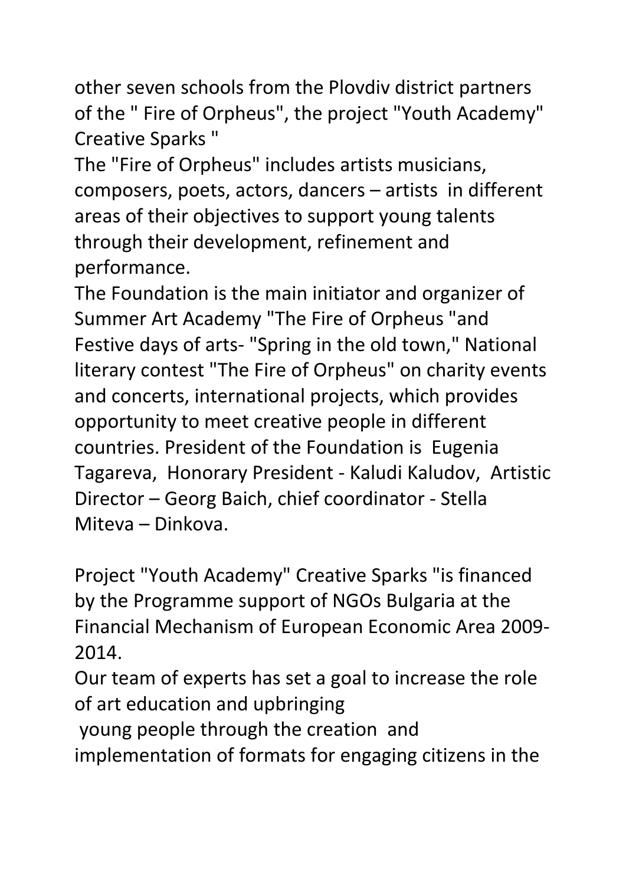other seven schools from the Plovdiv district partners of the " Fire of Orpheus", the project "Youth Academy" Creative Sparks "

The "Fire of Orpheus" includes artists musicians, composers, poets, actors, dancers – artists in different areas of their objectives to support young talents through their development, refinement and performance.

The Foundation is the main initiator and organizer of Summer Art Academy "The Fire of Orpheus "and Festive days of arts- "Spring in the old town," National literary contest "The Fire of Orpheus" on charity events and concerts, international projects, which provides opportunity to meet creative people in different countries. President of the Foundation is Eugenia Tagareva, Honorary President - Kaludi Kaludov, Artistic Director – Georg Baich, chief coordinator - Stella Miteva – Dinkova.

Project "Youth Academy" Creative Sparks "is financed by the Programme support of NGOs Bulgaria at the Financial Mechanism of European Economic Area 2009-2014.

Our team of experts has set a goal to increase the role of art education and upbringing young people through the creation and implementation of formats for engaging citizens in the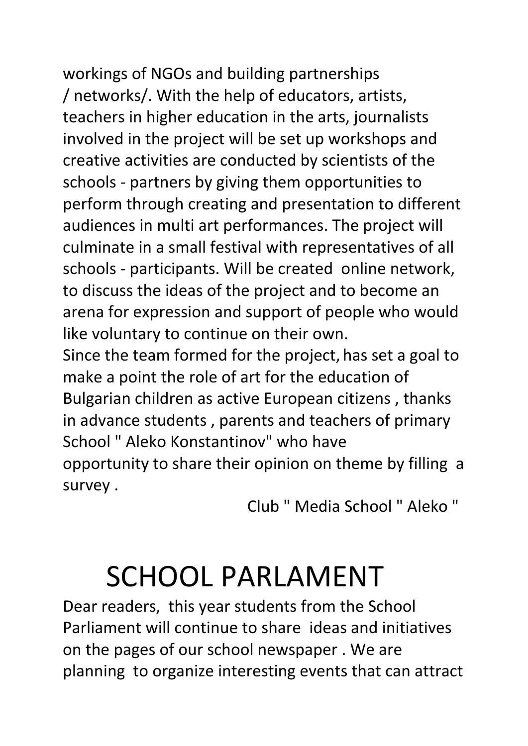workings of NGOs and building partnerships / networks/. With the help of educators, artists, teachers in higher education in the arts, journalists involved in the project will be set up workshops and creative activities are conducted by scientists of the schools - partners by giving them opportunities to perform through creating and presentation to different audiences in multi art performances. The project will culminate in a small festival with representatives of all schools - participants. Will be created online network, to discuss the ideas of the project and to become an arena for expression and support of people who would like voluntary to continue on their own.

Since the team formed for the project, has set a goal to make a point the role of art for the education of Bulgarian children as active European citizens , thanks in advance students , parents and teachers of primary School " Aleko Konstantinov" who have opportunity to share their opinion on theme by filling a survey .

Club " Media School " Aleko "

# SCHOOL PARLAMENT

Dear readers, this year students from the School Parliament will continue to share ideas and initiatives on the pages of our school newspaper . We are planning to organize interesting events that can attract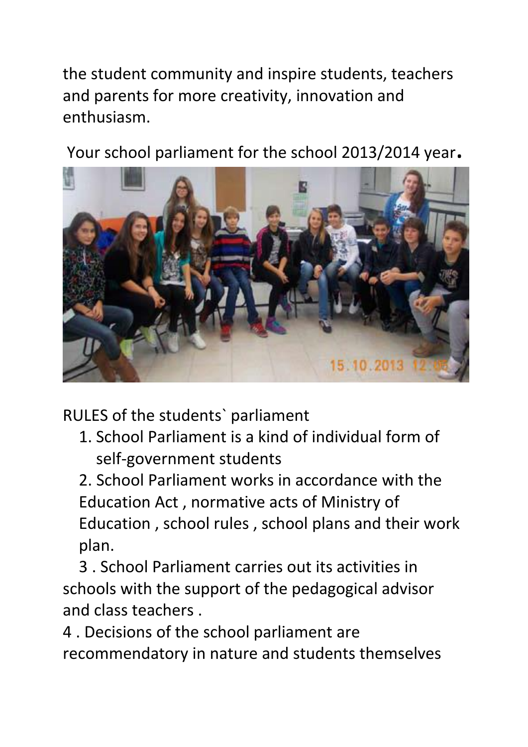the student community and inspire students, teachers and parents for more creativity, innovation and enthusiasm.

Your school parliament for the school 2013/2014 year.

RULES of the students` parliament

1. School Parliament is a kind of individual form of self-government students
2. School Parliament works in accordance with the Education Act , normative acts of Ministry of Education , school rules , school plans and their work plan.
3. School Parliament carries out its activities in schools with the support of the pedagogical advisor and class teachers .
4. Decisions of the school parliament are recommendatory in nature and students themselves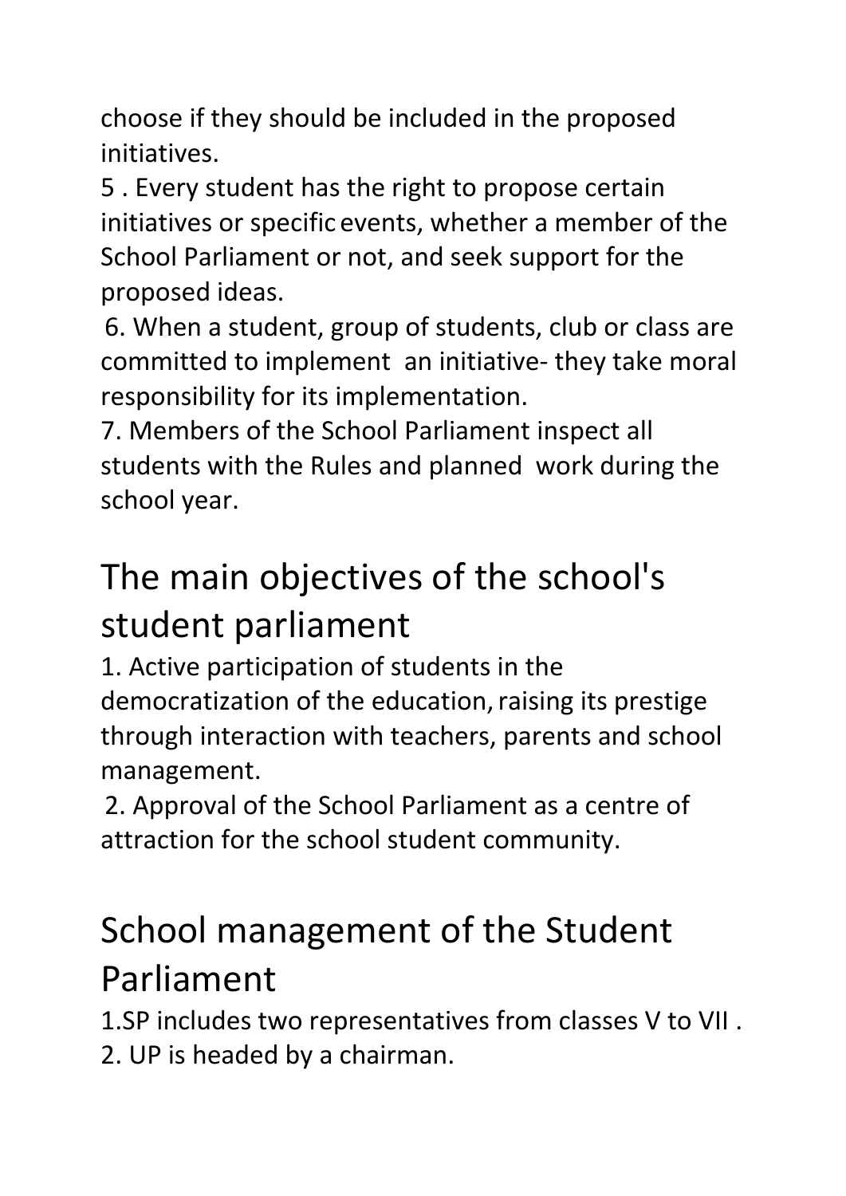choose if they should be included in the proposed initiatives.

5 . Every student has the right to propose certain initiatives or specific events, whether a member of the School Parliament or not, and seek support for the proposed ideas.

6. When a student, group of students, club or class are committed to implement an initiative- they take moral responsibility for its implementation.

7. Members of the School Parliament inspect all students with the Rules and planned work during the school year.

# The main objectives of the school's student parliament

1. Active participation of students in the democratization of the education, raising its prestige through interaction with teachers, parents and school management.
2. Approval of the School Parliament as a centre of attraction for the school student community.

# School management of the Student Parliament

1.SP includes two representatives from classes V to VII .

2. UP is headed by a chairman.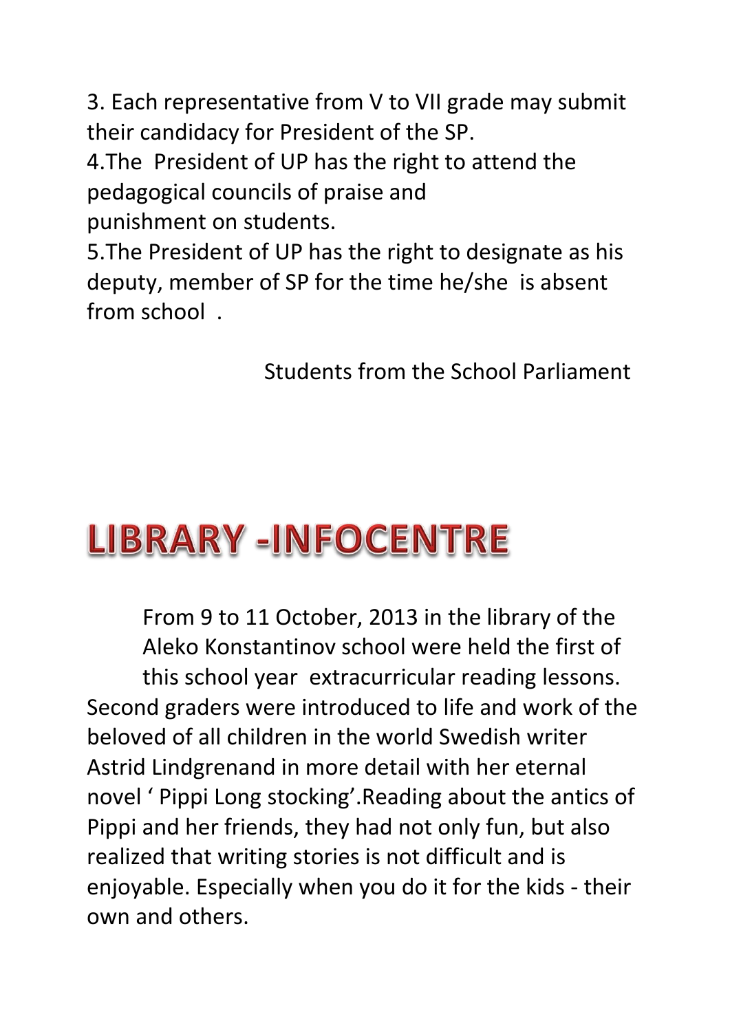3. Each representative from V to VII grade may submit their candidacy for President of the SP.

4.The President of UP has the right to attend the pedagogical councils of praise and punishment on students.

5.The President of UP has the right to designate as his deputy, member of SP for the time he/she is absent from school .

Students from the School Parliament

# LIBRARY -INFOCENTRE

From 9 to 11 October, 2013 in the library of the Aleko Konstantinov school were held the first of this school year extracurricular reading lessons. Second graders were introduced to life and work of the beloved of all children in the world Swedish writer Astrid Lindgrenand in more detail with her eternal novel ' Pippi Long stocking'.Reading about the antics of Pippi and her friends, they had not only fun, but also realized that writing stories is not difficult and is enjoyable. Especially when you do it for the kids - their own and others.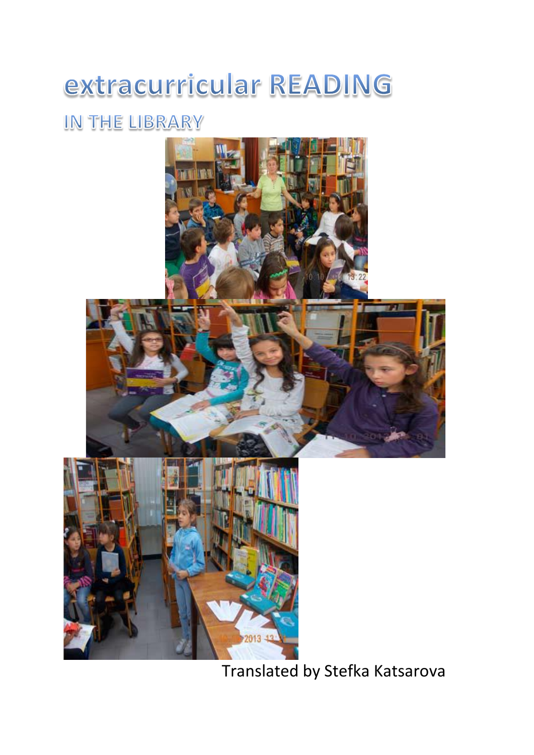# extracurricular READING

## IN THE LIBRARY

Translated by Stefka Katsarova